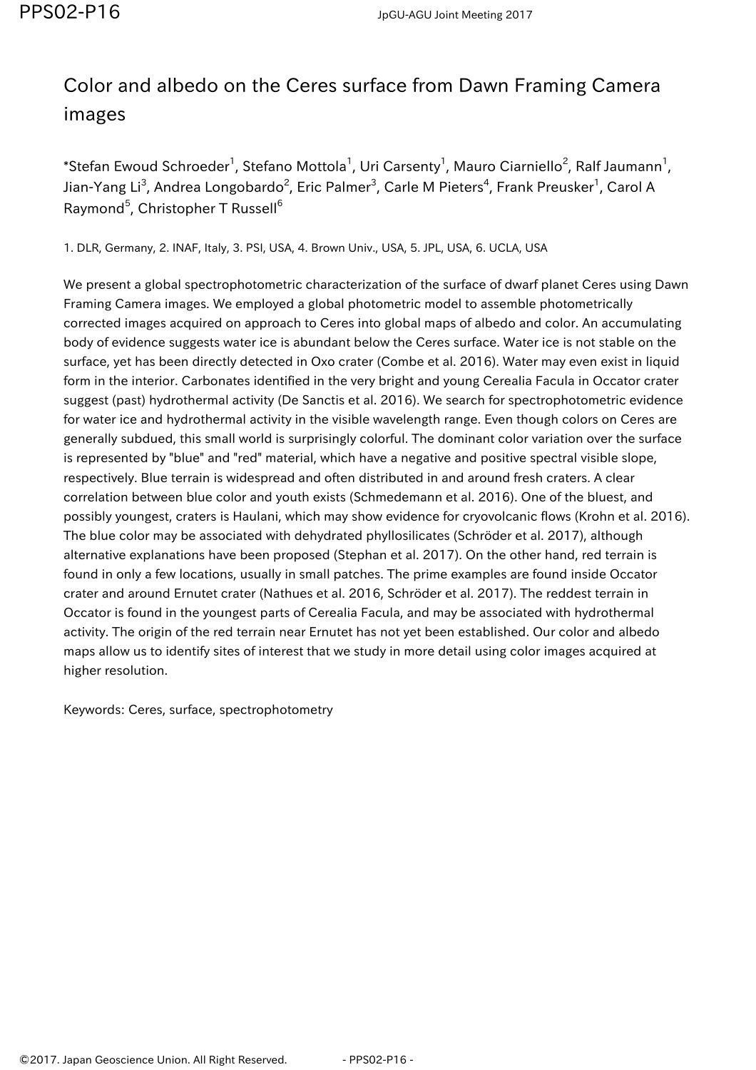# Color and albedo on the Ceres surface from Dawn Framing Camera images

*Stefan Ewoud Schroeder[1], Stefano Mottola[1], Uri Carsenty[1], Mauro Ciarniello[2], Ralf Jaumann[1], Jian-Yang Li[3], Andrea Longobardo[2], Eric Palmer[3], Carle M Pieters[4], Frank Preusker[1], Carol A Raymond[5], Christopher T Russell[6]

1. DLR, Germany, 2. INAF, Italy, 3. PSI, USA, 4. Brown Univ., USA, 5. JPL, USA, 6. UCLA, USA

We present a global spectrophotometric characterization of the surface of dwarf planet Ceres using Dawn Framing Camera images. We employed a global photometric model to assemble photometrically corrected images acquired on approach to Ceres into global maps of albedo and color. An accumulating body of evidence suggests water ice is abundant below the Ceres surface. Water ice is not stable on the surface, yet has been directly detected in Oxo crater (Combe et al. 2016). Water may even exist in liquid form in the interior. Carbonates identified in the very bright and young Cerealia Facula in Occator crater suggest (past) hydrothermal activity (De Sanctis et al. 2016). We search for spectrophotometric evidence for water ice and hydrothermal activity in the visible wavelength range. Even though colors on Ceres are generally subdued, this small world is surprisingly colorful. The dominant color variation over the surface is represented by "blue" and "red" material, which have a negative and positive spectral visible slope, respectively. Blue terrain is widespread and often distributed in and around fresh craters. A clear correlation between blue color and youth exists (Schmedemann et al. 2016). One of the bluest, and possibly youngest, craters is Haulani, which may show evidence for cryovolcanic flows (Krohn et al. 2016). The blue color may be associated with dehydrated phyllosilicates (Schröder et al. 2017), although alternative explanations have been proposed (Stephan et al. 2017). On the other hand, red terrain is found in only a few locations, usually in small patches. The prime examples are found inside Occator crater and around Ernutet crater (Nathues et al. 2016, Schröder et al. 2017). The reddest terrain in Occator is found in the youngest parts of Cerealia Facula, and may be associated with hydrothermal activity. The origin of the red terrain near Ernutet has not yet been established. Our color and albedo maps allow us to identify sites of interest that we study in more detail using color images acquired at higher resolution.

Keywords: Ceres, surface, spectrophotometry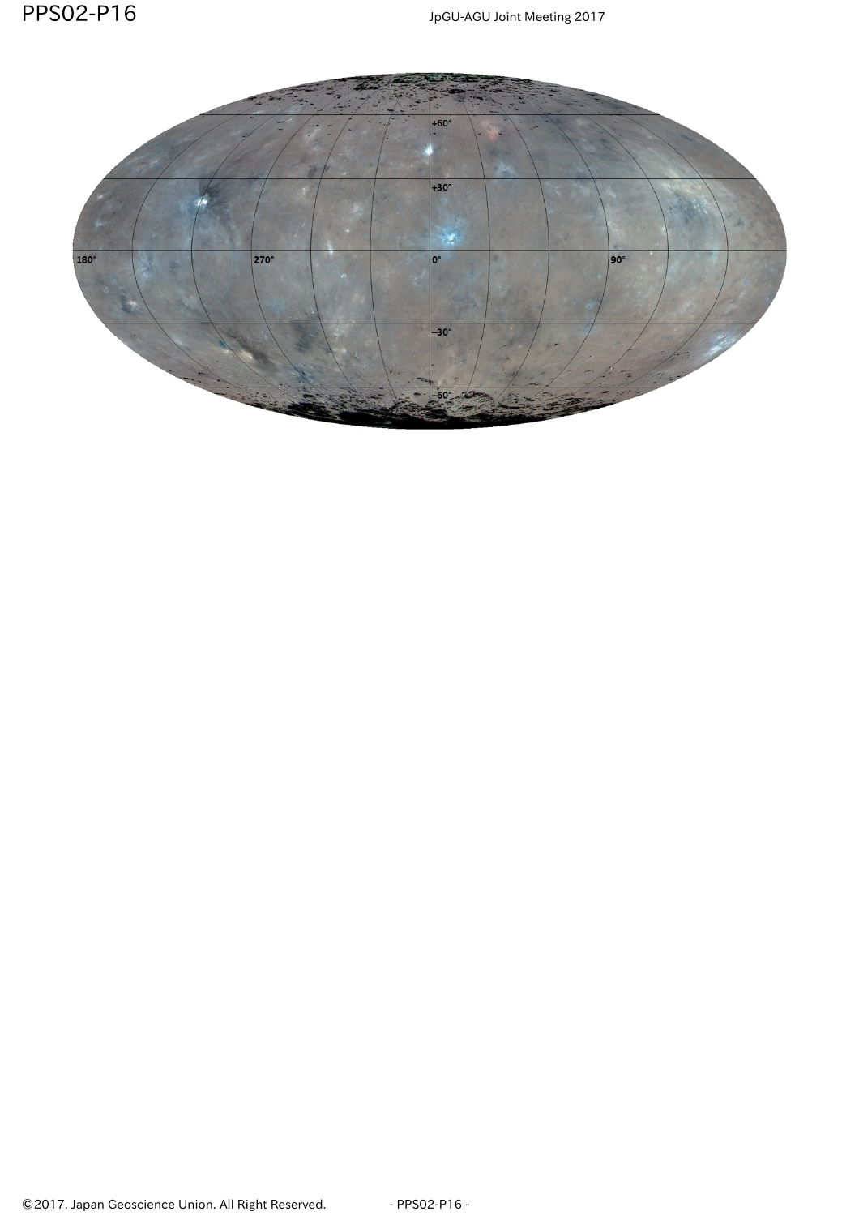+60°

+30°

180°

270°

0°

90°

−30°

−60°